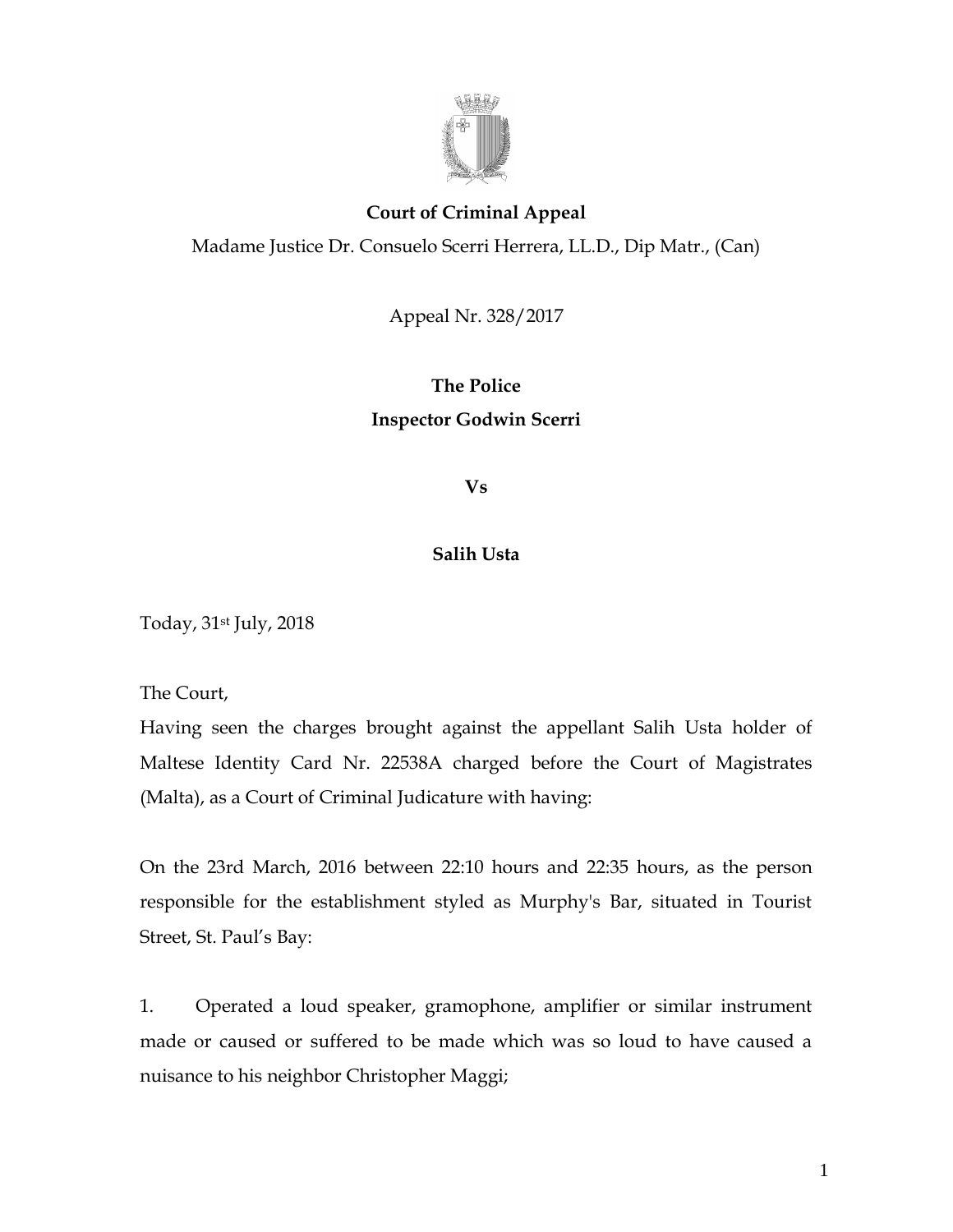**Court of Criminal Appeal**

Madame Justice Dr. Consuelo Scerri Herrera, LL.D., Dip Matr., (Can)

Appeal Nr. 328/2017

**The Police**

**Inspector Godwin Scerri**

**Vs**

**Salih Usta**

Today, 31st July, 2018

The Court,

Having seen the charges brought against the appellant Salih Usta holder of Maltese Identity Card Nr. 22538A charged before the Court of Magistrates (Malta), as a Court of Criminal Judicature with having:

On the 23rd March, 2016 between 22:10 hours and 22:35 hours, as the person responsible for the establishment styled as Murphy's Bar, situated in Tourist Street, St. Paul's Bay:

1. Operated a loud speaker, gramophone, amplifier or similar instrument made or caused or suffered to be made which was so loud to have caused a nuisance to his neighbor Christopher Maggi;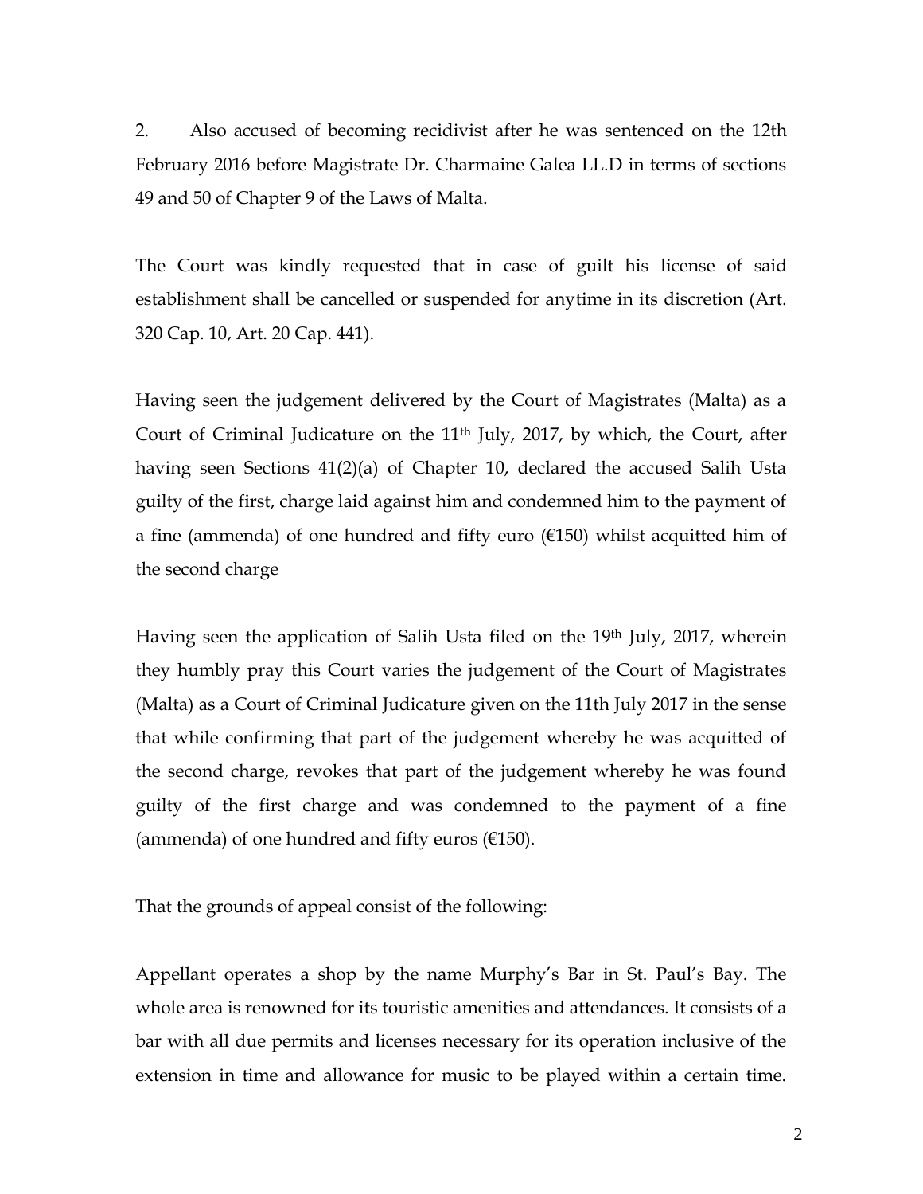2. Also accused of becoming recidivist after he was sentenced on the 12th February 2016 before Magistrate Dr. Charmaine Galea LL.D in terms of sections 49 and 50 of Chapter 9 of the Laws of Malta.

The Court was kindly requested that in case of guilt his license of said establishment shall be cancelled or suspended for anytime in its discretion (Art. 320 Cap. 10, Art. 20 Cap. 441).

Having seen the judgement delivered by the Court of Magistrates (Malta) as a Court of Criminal Judicature on the 11th July, 2017, by which, the Court, after having seen Sections 41(2)(a) of Chapter 10, declared the accused Salih Usta guilty of the first, charge laid against him and condemned him to the payment of a fine (ammenda) of one hundred and fifty euro (€150) whilst acquitted him of the second charge

Having seen the application of Salih Usta filed on the 19th July, 2017, wherein they humbly pray this Court varies the judgement of the Court of Magistrates (Malta) as a Court of Criminal Judicature given on the 11th July 2017 in the sense that while confirming that part of the judgement whereby he was acquitted of the second charge, revokes that part of the judgement whereby he was found guilty of the first charge and was condemned to the payment of a fine (ammenda) of one hundred and fifty euros (€150).

That the grounds of appeal consist of the following:

Appellant operates a shop by the name Murphy's Bar in St. Paul's Bay. The whole area is renowned for its touristic amenities and attendances. It consists of a bar with all due permits and licenses necessary for its operation inclusive of the extension in time and allowance for music to be played within a certain time.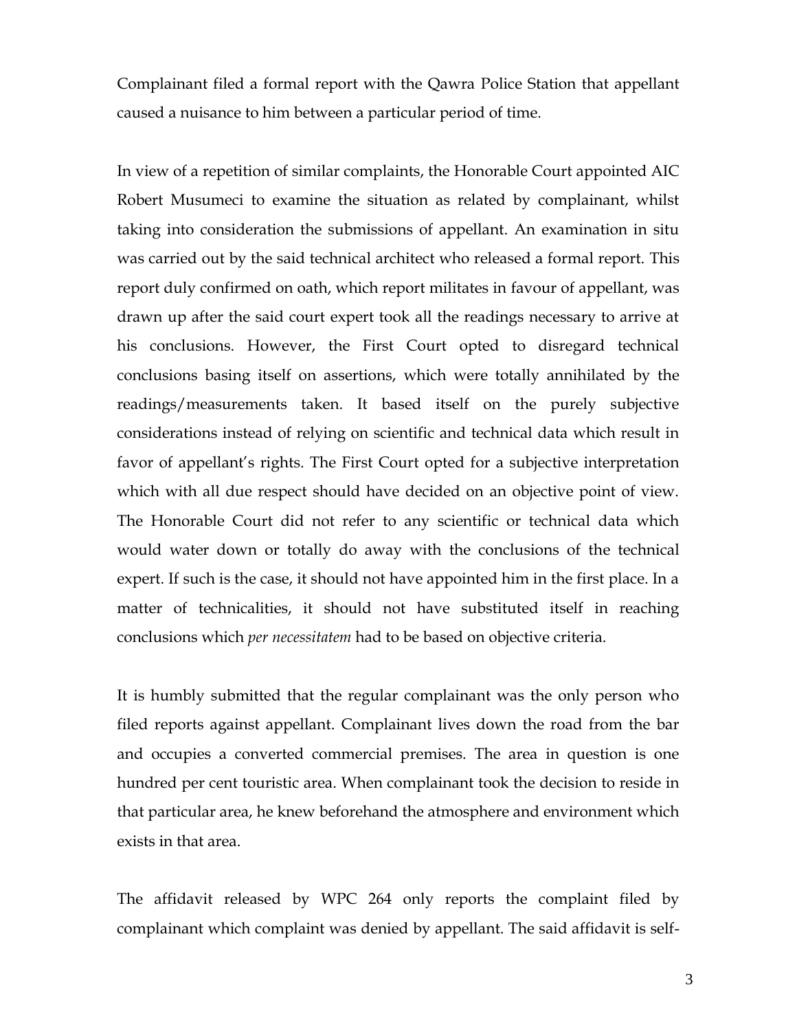Complainant filed a formal report with the Qawra Police Station that appellant caused a nuisance to him between a particular period of time.

In view of a repetition of similar complaints, the Honorable Court appointed AIC Robert Musumeci to examine the situation as related by complainant, whilst taking into consideration the submissions of appellant. An examination in situ was carried out by the said technical architect who released a formal report. This report duly confirmed on oath, which report militates in favour of appellant, was drawn up after the said court expert took all the readings necessary to arrive at his conclusions. However, the First Court opted to disregard technical conclusions basing itself on assertions, which were totally annihilated by the readings/measurements taken. It based itself on the purely subjective considerations instead of relying on scientific and technical data which result in favor of appellant's rights. The First Court opted for a subjective interpretation which with all due respect should have decided on an objective point of view. The Honorable Court did not refer to any scientific or technical data which would water down or totally do away with the conclusions of the technical expert. If such is the case, it should not have appointed him in the first place. In a matter of technicalities, it should not have substituted itself in reaching conclusions which *per necessitatem* had to be based on objective criteria.

It is humbly submitted that the regular complainant was the only person who filed reports against appellant. Complainant lives down the road from the bar and occupies a converted commercial premises. The area in question is one hundred per cent touristic area. When complainant took the decision to reside in that particular area, he knew beforehand the atmosphere and environment which exists in that area.

The affidavit released by WPC 264 only reports the complaint filed by complainant which complaint was denied by appellant. The said affidavit is self-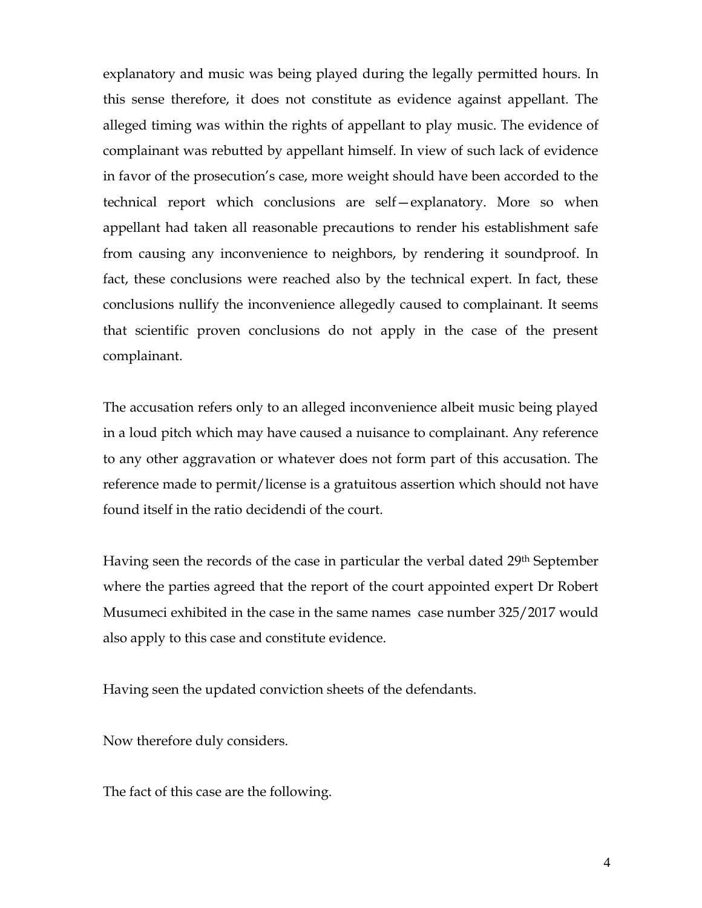explanatory and music was being played during the legally permitted hours. In this sense therefore, it does not constitute as evidence against appellant. The alleged timing was within the rights of appellant to play music. The evidence of complainant was rebutted by appellant himself. In view of such lack of evidence in favor of the prosecution's case, more weight should have been accorded to the technical report which conclusions are self—explanatory. More so when appellant had taken all reasonable precautions to render his establishment safe from causing any inconvenience to neighbors, by rendering it soundproof. In fact, these conclusions were reached also by the technical expert. In fact, these conclusions nullify the inconvenience allegedly caused to complainant. It seems that scientific proven conclusions do not apply in the case of the present complainant.

The accusation refers only to an alleged inconvenience albeit music being played in a loud pitch which may have caused a nuisance to complainant. Any reference to any other aggravation or whatever does not form part of this accusation. The reference made to permit/license is a gratuitous assertion which should not have found itself in the ratio decidendi of the court.

Having seen the records of the case in particular the verbal dated 29th September where the parties agreed that the report of the court appointed expert Dr Robert Musumeci exhibited in the case in the same names case number 325/2017 would also apply to this case and constitute evidence.

Having seen the updated conviction sheets of the defendants.

Now therefore duly considers.

The fact of this case are the following.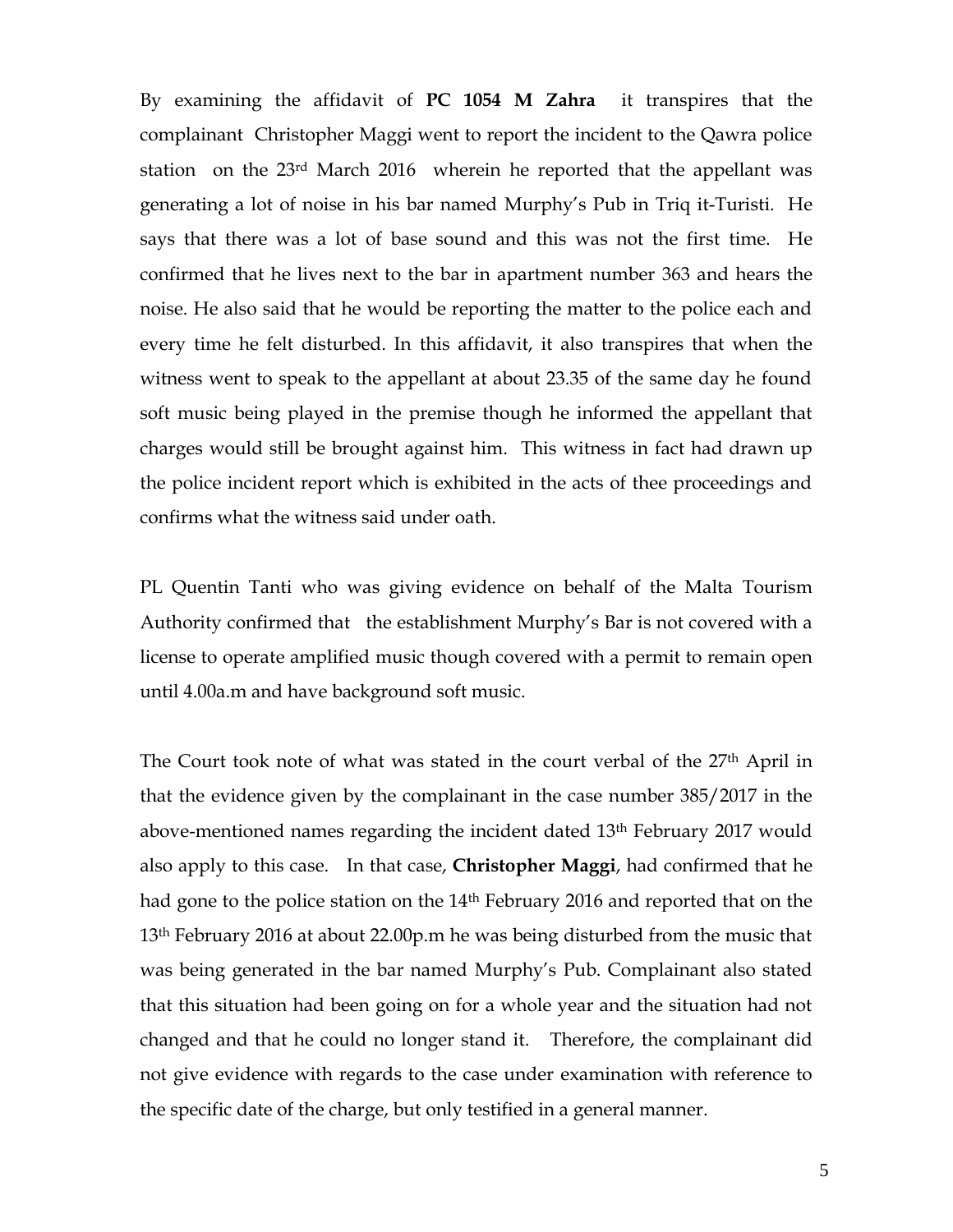By examining the affidavit of **PC 1054 M Zahra** it transpires that the complainant Christopher Maggi went to report the incident to the Qawra police station on the 23rd March 2016 wherein he reported that the appellant was generating a lot of noise in his bar named Murphy's Pub in Triq it-Turisti. He says that there was a lot of base sound and this was not the first time. He confirmed that he lives next to the bar in apartment number 363 and hears the noise. He also said that he would be reporting the matter to the police each and every time he felt disturbed. In this affidavit, it also transpires that when the witness went to speak to the appellant at about 23.35 of the same day he found soft music being played in the premise though he informed the appellant that charges would still be brought against him. This witness in fact had drawn up the police incident report which is exhibited in the acts of thee proceedings and confirms what the witness said under oath.

PL Quentin Tanti who was giving evidence on behalf of the Malta Tourism Authority confirmed that the establishment Murphy's Bar is not covered with a license to operate amplified music though covered with a permit to remain open until 4.00a.m and have background soft music.

The Court took note of what was stated in the court verbal of the 27th April in that the evidence given by the complainant in the case number 385/2017 in the above-mentioned names regarding the incident dated 13th February 2017 would also apply to this case. In that case, **Christopher Maggi**, had confirmed that he had gone to the police station on the 14th February 2016 and reported that on the 13th February 2016 at about 22.00p.m he was being disturbed from the music that was being generated in the bar named Murphy's Pub. Complainant also stated that this situation had been going on for a whole year and the situation had not changed and that he could no longer stand it. Therefore, the complainant did not give evidence with regards to the case under examination with reference to the specific date of the charge, but only testified in a general manner.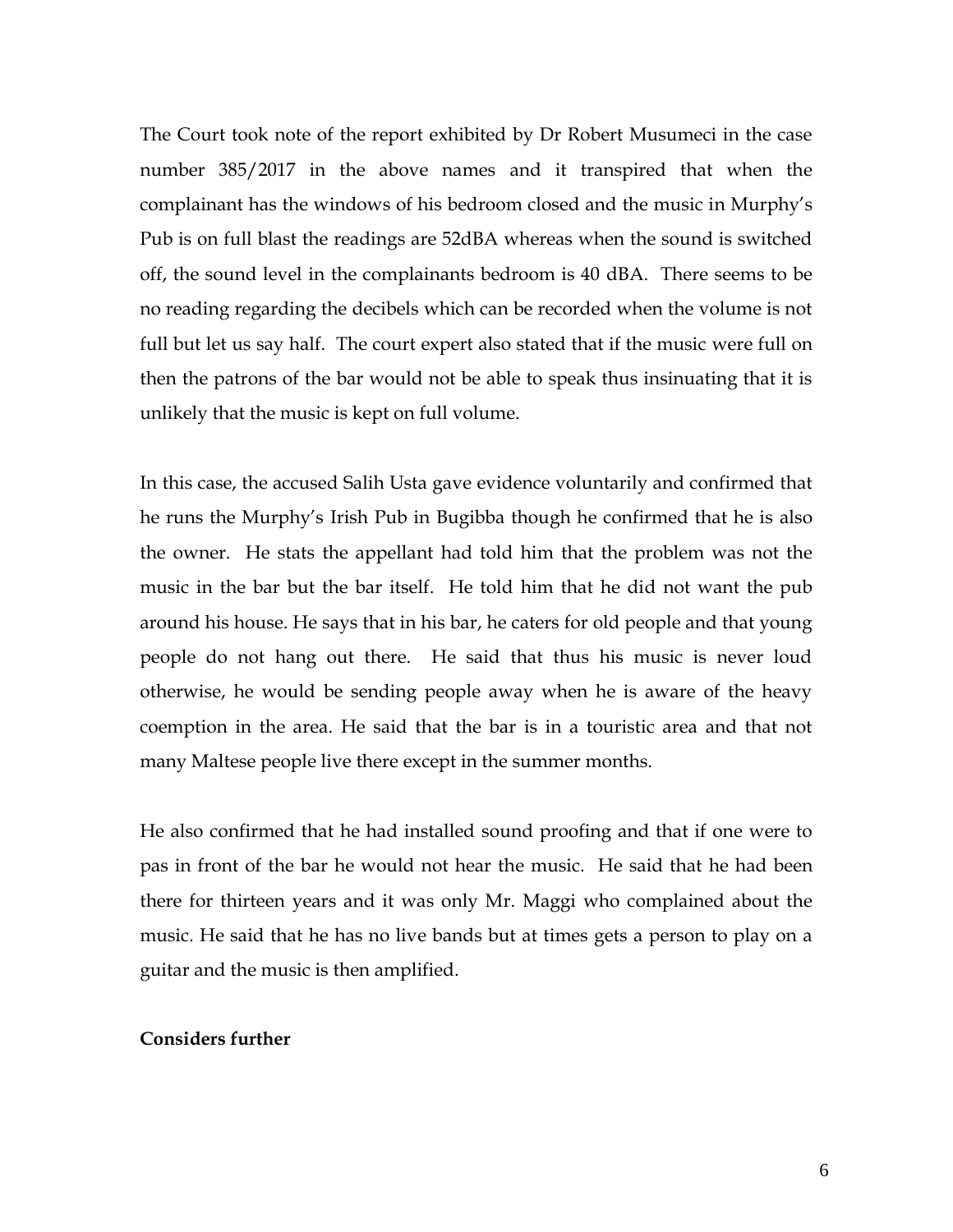The Court took note of the report exhibited by Dr Robert Musumeci in the case number 385/2017 in the above names and it transpired that when the complainant has the windows of his bedroom closed and the music in Murphy's Pub is on full blast the readings are 52dBA whereas when the sound is switched off, the sound level in the complainants bedroom is 40 dBA. There seems to be no reading regarding the decibels which can be recorded when the volume is not full but let us say half. The court expert also stated that if the music were full on then the patrons of the bar would not be able to speak thus insinuating that it is unlikely that the music is kept on full volume.

In this case, the accused Salih Usta gave evidence voluntarily and confirmed that he runs the Murphy's Irish Pub in Bugibba though he confirmed that he is also the owner. He stats the appellant had told him that the problem was not the music in the bar but the bar itself. He told him that he did not want the pub around his house. He says that in his bar, he caters for old people and that young people do not hang out there. He said that thus his music is never loud otherwise, he would be sending people away when he is aware of the heavy coemption in the area. He said that the bar is in a touristic area and that not many Maltese people live there except in the summer months.

He also confirmed that he had installed sound proofing and that if one were to pas in front of the bar he would not hear the music. He said that he had been there for thirteen years and it was only Mr. Maggi who complained about the music. He said that he has no live bands but at times gets a person to play on a guitar and the music is then amplified.

**Considers further**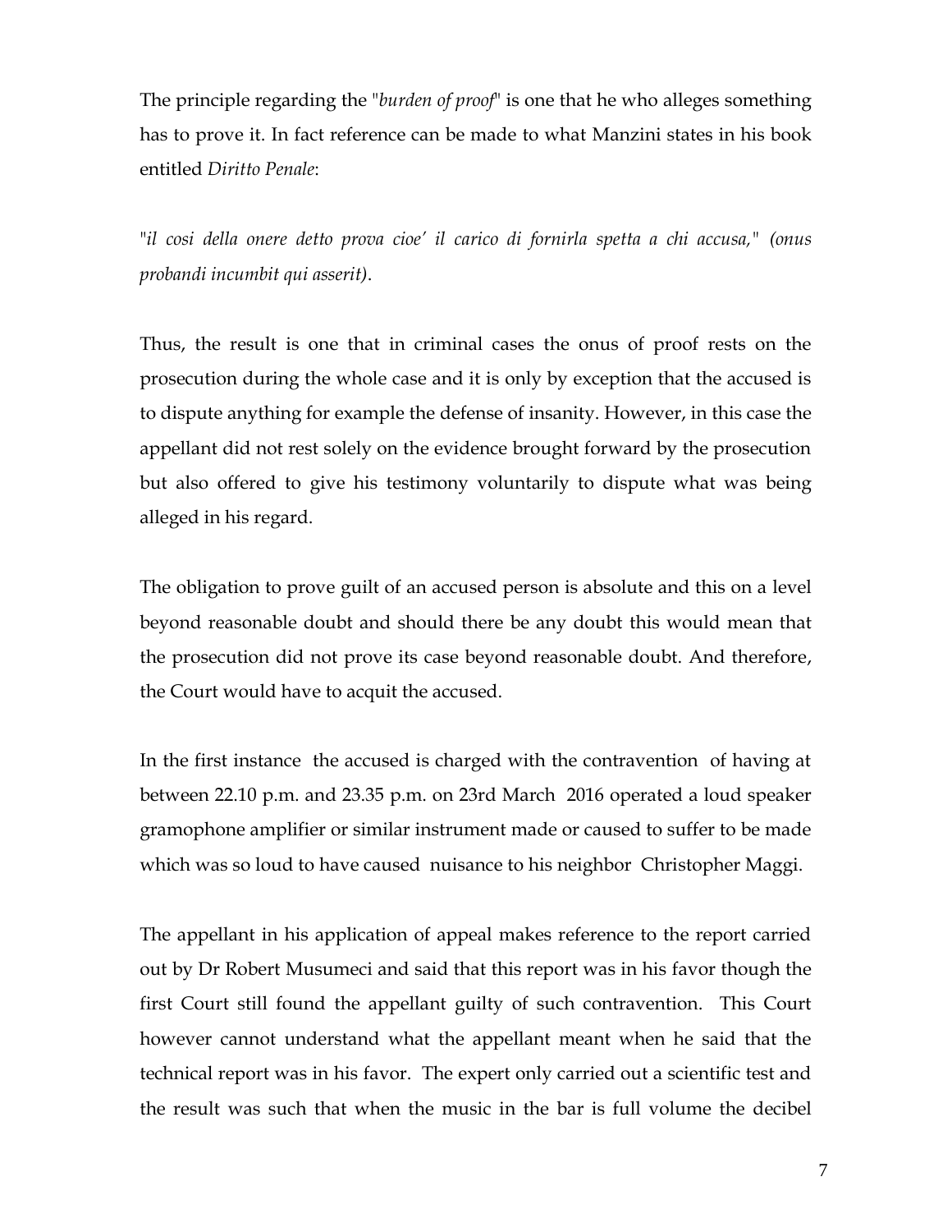The principle regarding the "*burden of proof*" is one that he who alleges something has to prove it. In fact reference can be made to what Manzini states in his book entitled *Diritto Penale*:

"*il cosi della onere detto prova cioe' il carico di fornirla spetta a chi accusa," (onus probandi incumbit qui asserit)*.

Thus, the result is one that in criminal cases the onus of proof rests on the prosecution during the whole case and it is only by exception that the accused is to dispute anything for example the defense of insanity. However, in this case the appellant did not rest solely on the evidence brought forward by the prosecution but also offered to give his testimony voluntarily to dispute what was being alleged in his regard.

The obligation to prove guilt of an accused person is absolute and this on a level beyond reasonable doubt and should there be any doubt this would mean that the prosecution did not prove its case beyond reasonable doubt. And therefore, the Court would have to acquit the accused.

In the first instance the accused is charged with the contravention of having at between 22.10 p.m. and 23.35 p.m. on 23rd March 2016 operated a loud speaker gramophone amplifier or similar instrument made or caused to suffer to be made which was so loud to have caused nuisance to his neighbor Christopher Maggi.

The appellant in his application of appeal makes reference to the report carried out by Dr Robert Musumeci and said that this report was in his favor though the first Court still found the appellant guilty of such contravention. This Court however cannot understand what the appellant meant when he said that the technical report was in his favor. The expert only carried out a scientific test and the result was such that when the music in the bar is full volume the decibel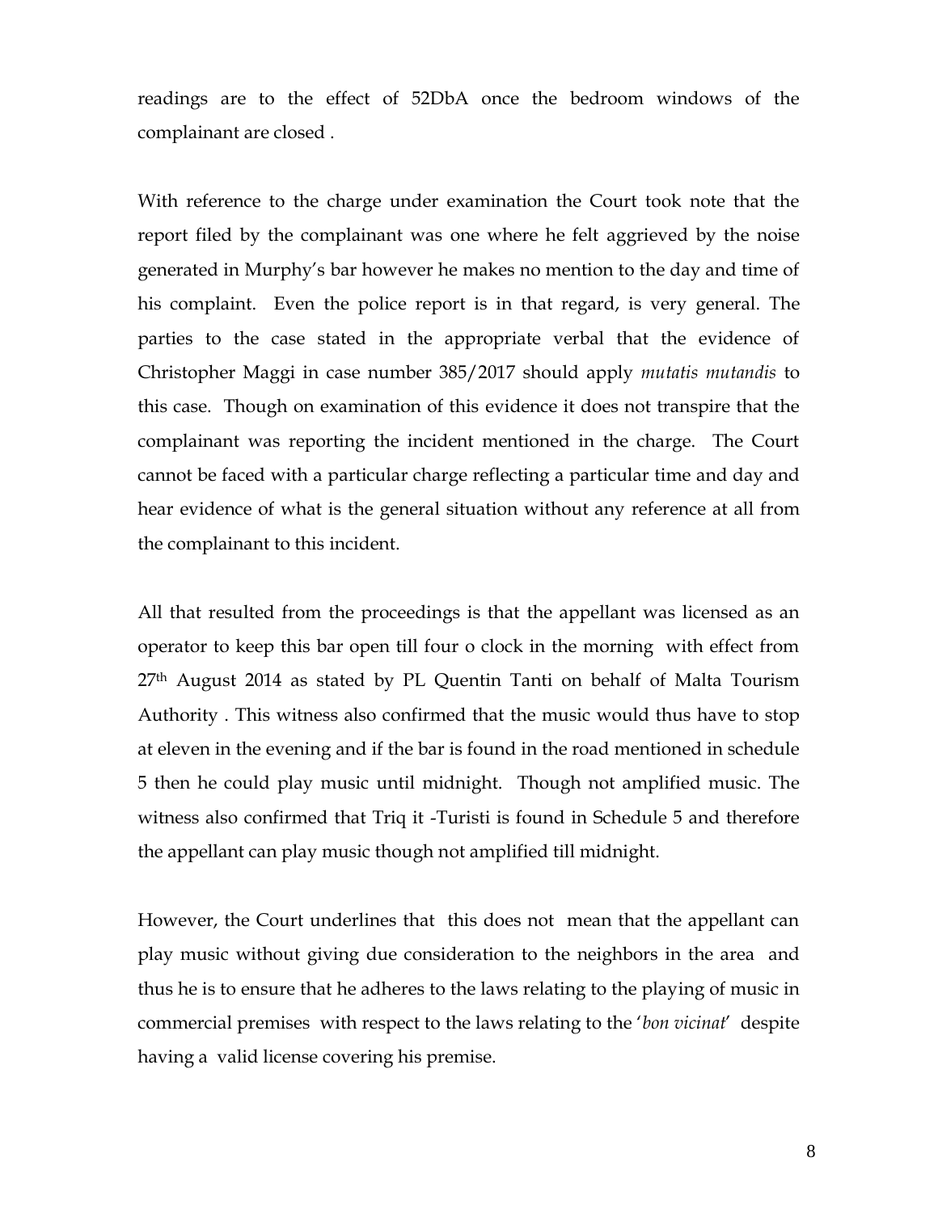readings are to the effect of 52DbA once the bedroom windows of the complainant are closed .

With reference to the charge under examination the Court took note that the report filed by the complainant was one where he felt aggrieved by the noise generated in Murphy's bar however he makes no mention to the day and time of his complaint. Even the police report is in that regard, is very general. The parties to the case stated in the appropriate verbal that the evidence of Christopher Maggi in case number 385/2017 should apply *mutatis mutandis* to this case. Though on examination of this evidence it does not transpire that the complainant was reporting the incident mentioned in the charge. The Court cannot be faced with a particular charge reflecting a particular time and day and hear evidence of what is the general situation without any reference at all from the complainant to this incident.

All that resulted from the proceedings is that the appellant was licensed as an operator to keep this bar open till four o clock in the morning with effect from 27th August 2014 as stated by PL Quentin Tanti on behalf of Malta Tourism Authority . This witness also confirmed that the music would thus have to stop at eleven in the evening and if the bar is found in the road mentioned in schedule 5 then he could play music until midnight. Though not amplified music. The witness also confirmed that Triq it -Turisti is found in Schedule 5 and therefore the appellant can play music though not amplified till midnight.

However, the Court underlines that this does not mean that the appellant can play music without giving due consideration to the neighbors in the area and thus he is to ensure that he adheres to the laws relating to the playing of music in commercial premises with respect to the laws relating to the '*bon vicinat*' despite having a valid license covering his premise.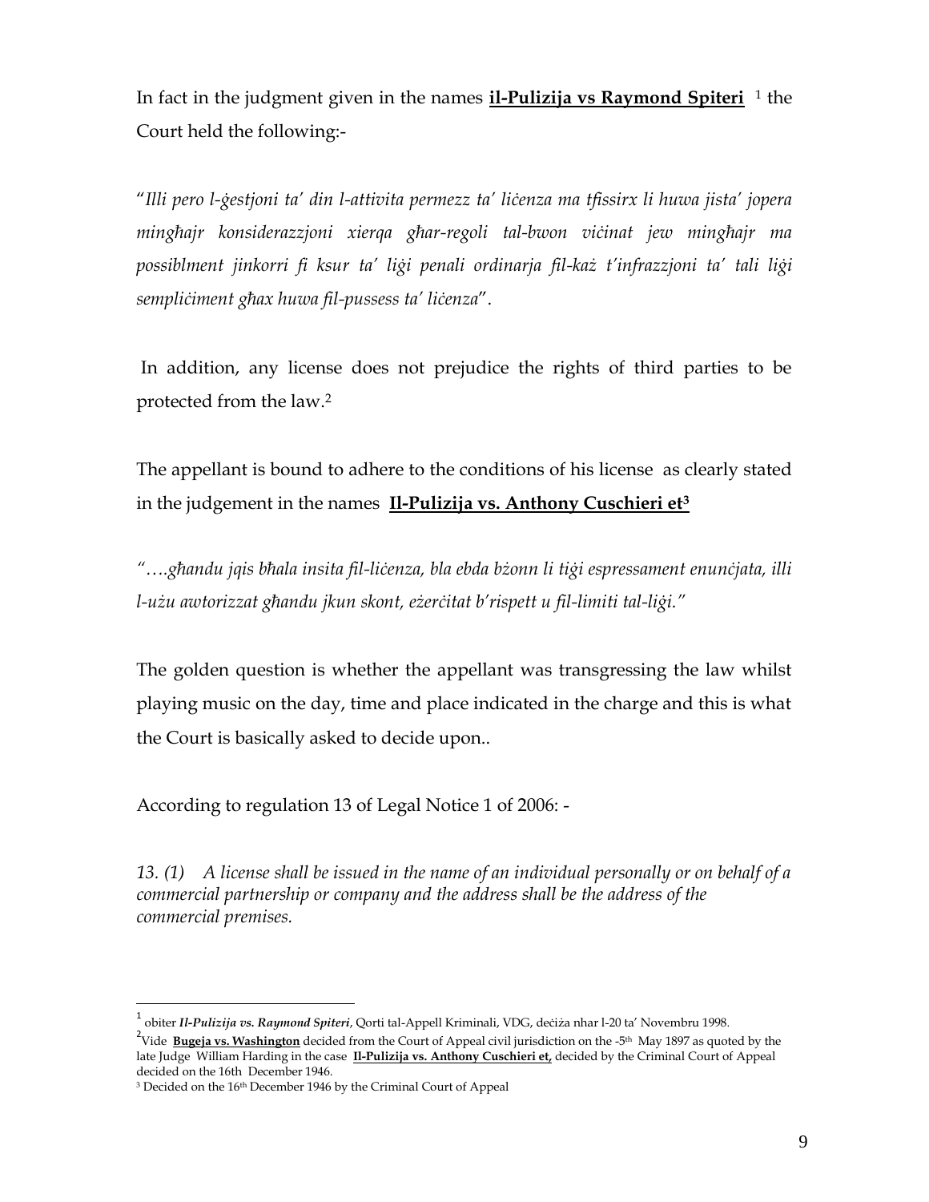In fact in the judgment given in the names **il-Pulizija vs Raymond Spiteri** [1] the Court held the following:-

"*Illi pero l-ġestjoni ta' din l-attivita permezz ta' liċenza ma tfissirx li huwa jista' jopera mingħajr konsiderazzjoni xierqa għar-regoli tal-bwon viċinat jew mingħajr ma possiblment jinkorri fi ksur ta' liġi penali ordinarja fil-każ t'infrazzjoni ta' tali liġi sempliċiment għax huwa fil-pussess ta' liċenza*".

In addition, any license does not prejudice the rights of third parties to be protected from the law.[2]

The appellant is bound to adhere to the conditions of his license as clearly stated in the judgement in the names **Il-Pulizija vs. Anthony Cuschieri et**[3]

*"….għandu jqis bħala insita fil-liċenza, bla ebda bżonn li tiġi espressament enunċjata, illi l-użu awtorizzat għandu jkun skont, eżerċitat b'rispett u fil-limiti tal-liġi."*

The golden question is whether the appellant was transgressing the law whilst playing music on the day, time and place indicated in the charge and this is what the Court is basically asked to decide upon..

According to regulation 13 of Legal Notice 1 of 2006: -

*13. (1) A license shall be issued in the name of an individual personally or on behalf of a commercial partnership or company and the address shall be the address of the commercial premises.*

---

[1] obiter ***Il-Pulizija vs. Raymond Spiteri***, Qorti tal-Appell Kriminali, VDG, deċiża nhar l-20 ta' Novembru 1998.

[2] Vide **Bugeja vs. Washington** decided from the Court of Appeal civil jurisdiction on the -5th May 1897 as quoted by the late Judge William Harding in the case **Il-Pulizija vs. Anthony Cuschieri et,** decided by the Criminal Court of Appeal decided on the 16th December 1946.

[3] Decided on the 16th December 1946 by the Criminal Court of Appeal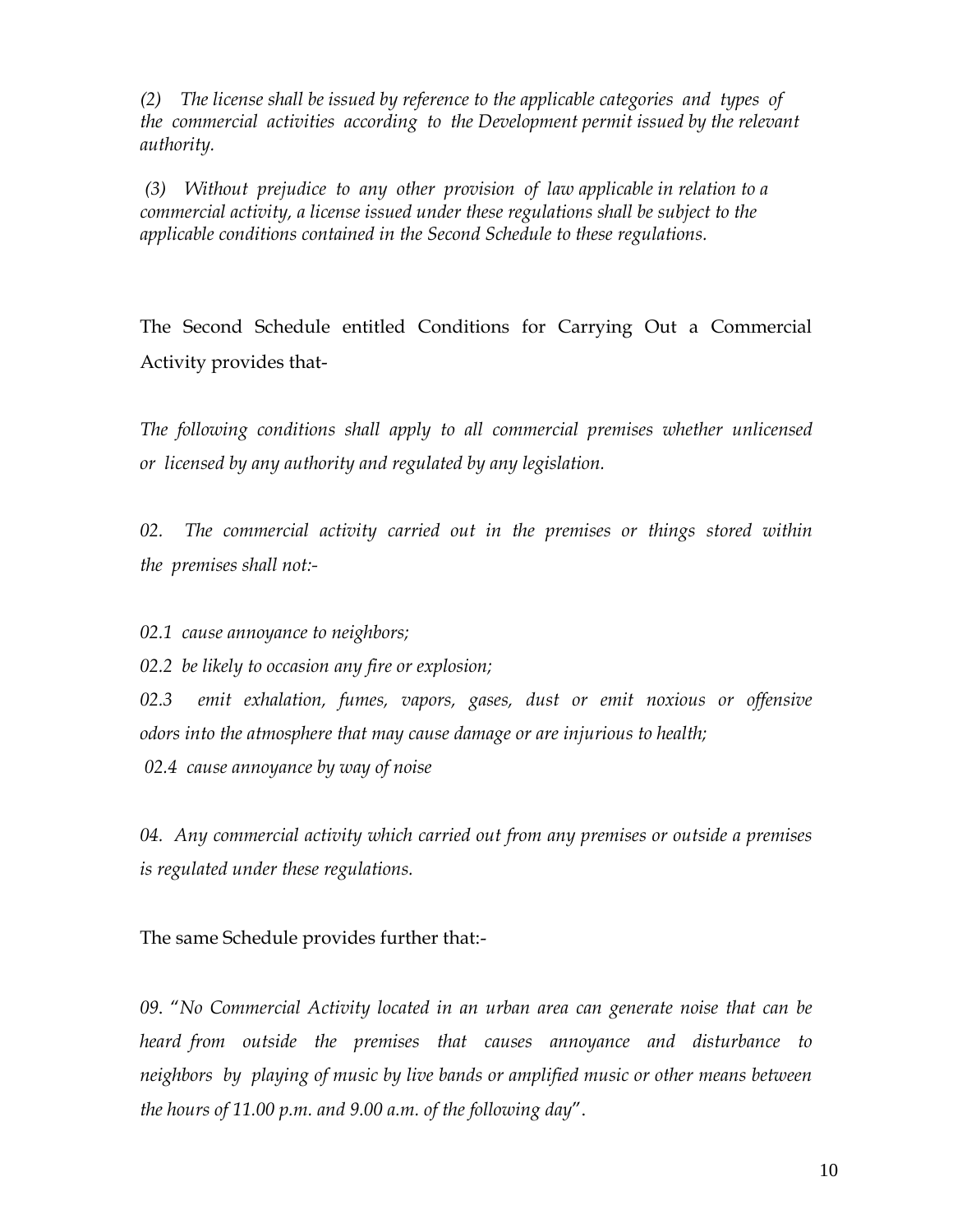*(2) The license shall be issued by reference to the applicable categories and types of the commercial activities according to the Development permit issued by the relevant authority.*

*(3) Without prejudice to any other provision of law applicable in relation to a commercial activity, a license issued under these regulations shall be subject to the applicable conditions contained in the Second Schedule to these regulations.*

The Second Schedule entitled Conditions for Carrying Out a Commercial Activity provides that-

*The following conditions shall apply to all commercial premises whether unlicensed or licensed by any authority and regulated by any legislation.*

*02. The commercial activity carried out in the premises or things stored within the premises shall not:-*

*02.1 cause annoyance to neighbors;*

*02.2 be likely to occasion any fire or explosion;*

*02.3 emit exhalation, fumes, vapors, gases, dust or emit noxious or offensive odors into the atmosphere that may cause damage or are injurious to health;*

*02.4 cause annoyance by way of noise*

*04. Any commercial activity which carried out from any premises or outside a premises is regulated under these regulations.*

The same Schedule provides further that:-

*09. "No Commercial Activity located in an urban area can generate noise that can be heard from outside the premises that causes annoyance and disturbance to neighbors by playing of music by live bands or amplified music or other means between the hours of 11.00 p.m. and 9.00 a.m. of the following day".*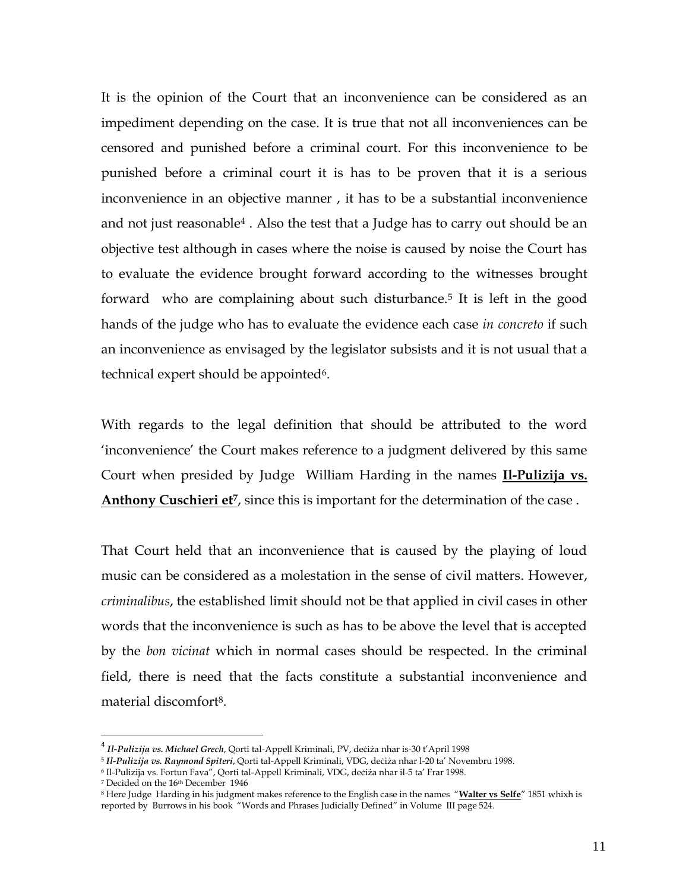It is the opinion of the Court that an inconvenience can be considered as an impediment depending on the case. It is true that not all inconveniences can be censored and punished before a criminal court. For this inconvenience to be punished before a criminal court it is has to be proven that it is a serious inconvenience in an objective manner , it has to be a substantial inconvenience and not just reasonable[4] . Also the test that a Judge has to carry out should be an objective test although in cases where the noise is caused by noise the Court has to evaluate the evidence brought forward according to the witnesses brought forward who are complaining about such disturbance.[5] It is left in the good hands of the judge who has to evaluate the evidence each case *in concreto* if such an inconvenience as envisaged by the legislator subsists and it is not usual that a technical expert should be appointed[6].

With regards to the legal definition that should be attributed to the word 'inconvenience' the Court makes reference to a judgment delivered by this same Court when presided by Judge William Harding in the names **Il-Pulizija vs. Anthony Cuschieri et**[7], since this is important for the determination of the case .

That Court held that an inconvenience that is caused by the playing of loud music can be considered as a molestation in the sense of civil matters. However, *criminalibus*, the established limit should not be that applied in civil cases in other words that the inconvenience is such as has to be above the level that is accepted by the *bon vicinat* which in normal cases should be respected. In the criminal field, there is need that the facts constitute a substantial inconvenience and material discomfort[8].

---

[4] ***Il-Pulizija vs. Michael Grech***, Qorti tal-Appell Kriminali, PV, deċiża nhar is-30 t'April 1998

[5] ***Il-Pulizija vs. Raymond Spiteri***, Qorti tal-Appell Kriminali, VDG, deċiża nhar l-20 ta' Novembru 1998.

[6] Il-Pulizija vs. Fortun Fava", Qorti tal-Appell Kriminali, VDG, deċiża nhar il-5 ta' Frar 1998.

[7] Decided on the 16th December 1946

[8] Here Judge Harding in his judgment makes reference to the English case in the names "**Walter vs Selfe**" 1851 whixh is reported by Burrows in his book "Words and Phrases Judicially Defined" in Volume III page 524.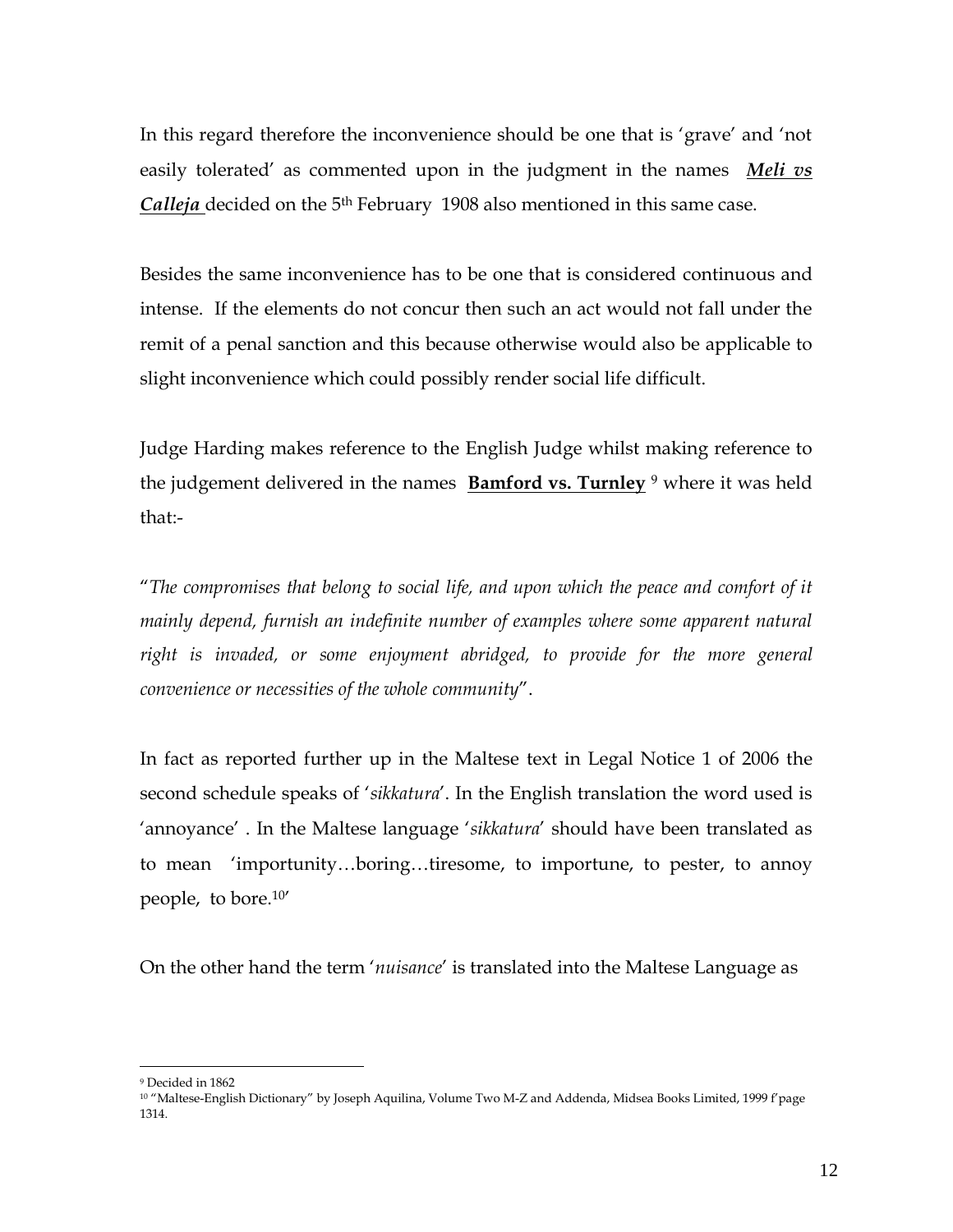In this regard therefore the inconvenience should be one that is 'grave' and 'not easily tolerated' as commented upon in the judgment in the names ***Meli vs Calleja*** decided on the 5th February 1908 also mentioned in this same case.

Besides the same inconvenience has to be one that is considered continuous and intense. If the elements do not concur then such an act would not fall under the remit of a penal sanction and this because otherwise would also be applicable to slight inconvenience which could possibly render social life difficult.

Judge Harding makes reference to the English Judge whilst making reference to the judgement delivered in the names **Bamford vs. Turnley** [9] where it was held that:-

"*The compromises that belong to social life, and upon which the peace and comfort of it mainly depend, furnish an indefinite number of examples where some apparent natural right is invaded, or some enjoyment abridged, to provide for the more general convenience or necessities of the whole community*".

In fact as reported further up in the Maltese text in Legal Notice 1 of 2006 the second schedule speaks of '*sikkatura*'. In the English translation the word used is 'annoyance' . In the Maltese language '*sikkatura*' should have been translated as to mean 'importunity…boring…tiresome, to importune, to pester, to annoy people, to bore.[10]'

On the other hand the term '*nuisance*' is translated into the Maltese Language as

---

[9] Decided in 1862

[10] "Maltese-English Dictionary" by Joseph Aquilina, Volume Two M-Z and Addenda, Midsea Books Limited, 1999 f'page 1314.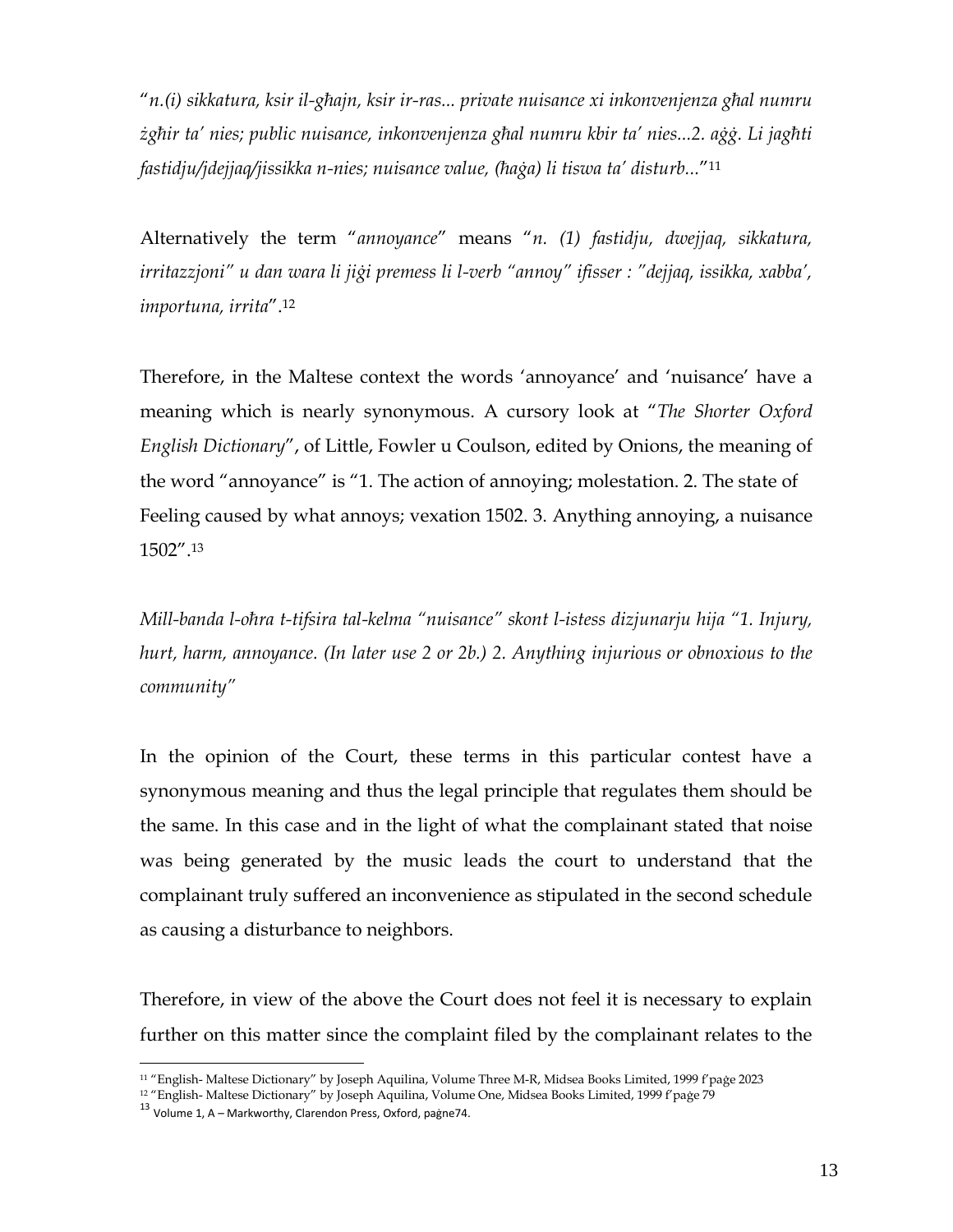"*n.(i) sikkatura, ksir il-għajn, ksir ir-ras... private nuisance xi inkonvenjenza għal numru żgħir ta' nies; public nuisance, inkonvenjenza għal numru kbir ta' nies...2. aġġ. Li jagħti fastidju/jdejjaq/jissikka n-nies; nuisance value, (ħaġa) li tiswa ta' disturb...*"[11]

Alternatively the term "*annoyance*" means "*n. (1) fastidju, dwejjaq, sikkatura, irritazzjoni" u dan wara li jiġi premess li l-verb "annoy" ifisser : "dejjaq, issikka, xabba', importuna, irrita*".[12]

Therefore, in the Maltese context the words 'annoyance' and 'nuisance' have a meaning which is nearly synonymous. A cursory look at "*The Shorter Oxford English Dictionary*", of Little, Fowler u Coulson, edited by Onions, the meaning of the word "annoyance" is "1. The action of annoying; molestation. 2. The state of Feeling caused by what annoys; vexation 1502. 3. Anything annoying, a nuisance 1502".[13]

*Mill-banda l-oħra t-tifsira tal-kelma "nuisance" skont l-istess dizjunarju hija "1. Injury, hurt, harm, annoyance. (In later use 2 or 2b.) 2. Anything injurious or obnoxious to the community"*

In the opinion of the Court, these terms in this particular contest have a synonymous meaning and thus the legal principle that regulates them should be the same. In this case and in the light of what the complainant stated that noise was being generated by the music leads the court to understand that the complainant truly suffered an inconvenience as stipulated in the second schedule as causing a disturbance to neighbors.

Therefore, in view of the above the Court does not feel it is necessary to explain further on this matter since the complaint filed by the complainant relates to the

---

[11] "English- Maltese Dictionary" by Joseph Aquilina, Volume Three M-R, Midsea Books Limited, 1999 f'paġe 2023

[12] "English- Maltese Dictionary" by Joseph Aquilina, Volume One, Midsea Books Limited, 1999 f'paġe 79

[13] Volume 1, A – Markworthy, Clarendon Press, Oxford, paġne74.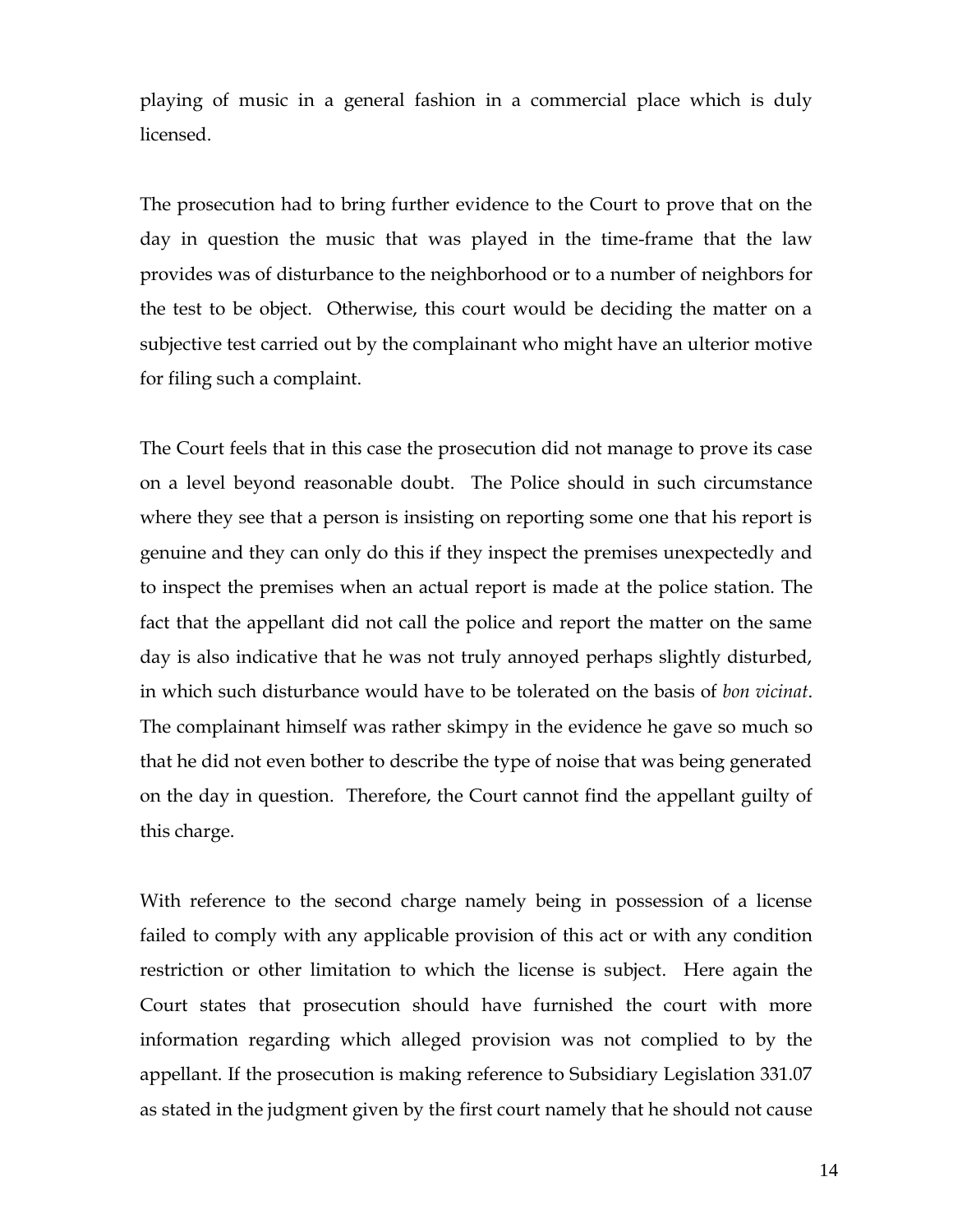playing of music in a general fashion in a commercial place which is duly licensed.

The prosecution had to bring further evidence to the Court to prove that on the day in question the music that was played in the time-frame that the law provides was of disturbance to the neighborhood or to a number of neighbors for the test to be object. Otherwise, this court would be deciding the matter on a subjective test carried out by the complainant who might have an ulterior motive for filing such a complaint.

The Court feels that in this case the prosecution did not manage to prove its case on a level beyond reasonable doubt. The Police should in such circumstance where they see that a person is insisting on reporting some one that his report is genuine and they can only do this if they inspect the premises unexpectedly and to inspect the premises when an actual report is made at the police station. The fact that the appellant did not call the police and report the matter on the same day is also indicative that he was not truly annoyed perhaps slightly disturbed, in which such disturbance would have to be tolerated on the basis of *bon vicinat*. The complainant himself was rather skimpy in the evidence he gave so much so that he did not even bother to describe the type of noise that was being generated on the day in question. Therefore, the Court cannot find the appellant guilty of this charge.

With reference to the second charge namely being in possession of a license failed to comply with any applicable provision of this act or with any condition restriction or other limitation to which the license is subject. Here again the Court states that prosecution should have furnished the court with more information regarding which alleged provision was not complied to by the appellant. If the prosecution is making reference to Subsidiary Legislation 331.07 as stated in the judgment given by the first court namely that he should not cause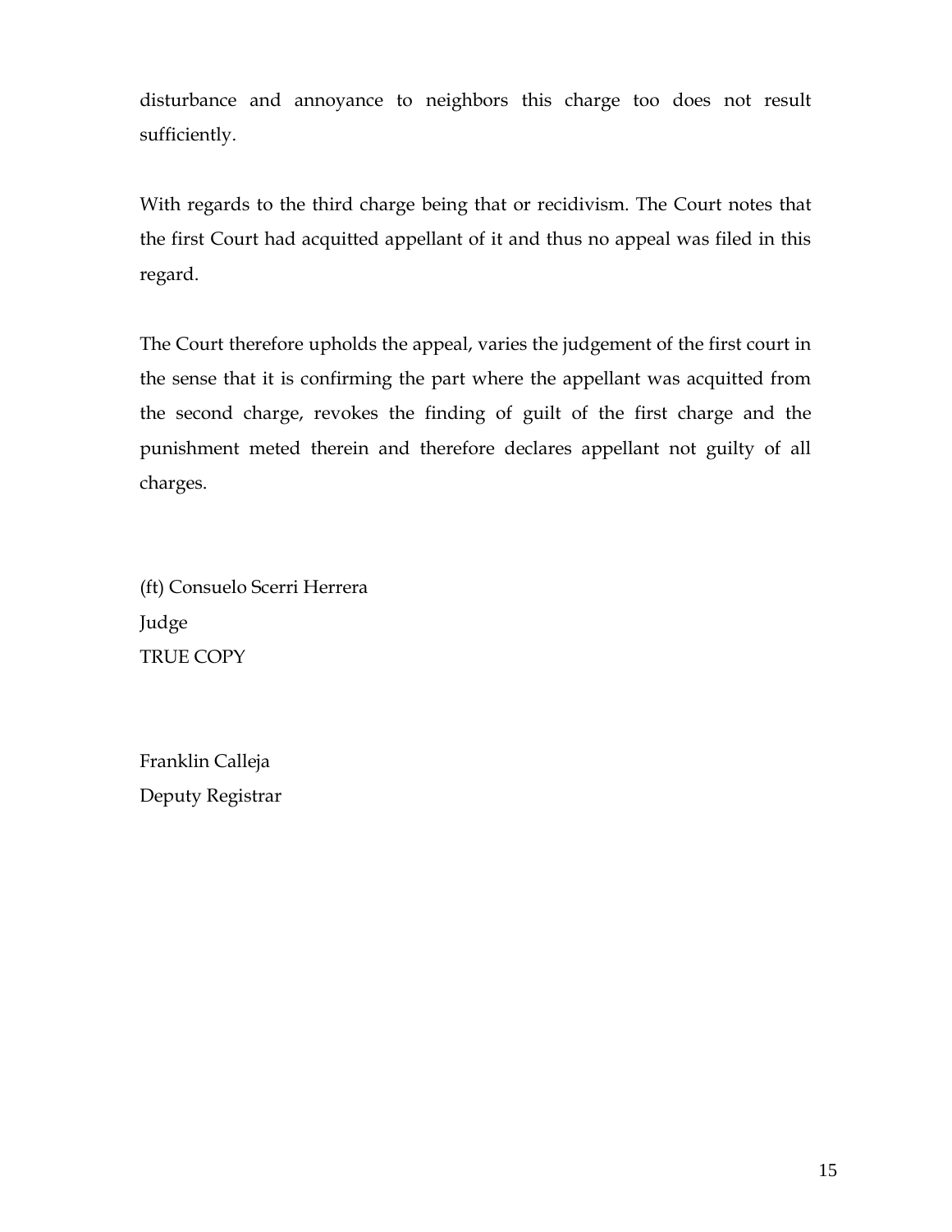disturbance and annoyance to neighbors this charge too does not result sufficiently.

With regards to the third charge being that or recidivism. The Court notes that the first Court had acquitted appellant of it and thus no appeal was filed in this regard.

The Court therefore upholds the appeal, varies the judgement of the first court in the sense that it is confirming the part where the appellant was acquitted from the second charge, revokes the finding of guilt of the first charge and the punishment meted therein and therefore declares appellant not guilty of all charges.

(ft) Consuelo Scerri Herrera
Judge
TRUE COPY

Franklin Calleja
Deputy Registrar